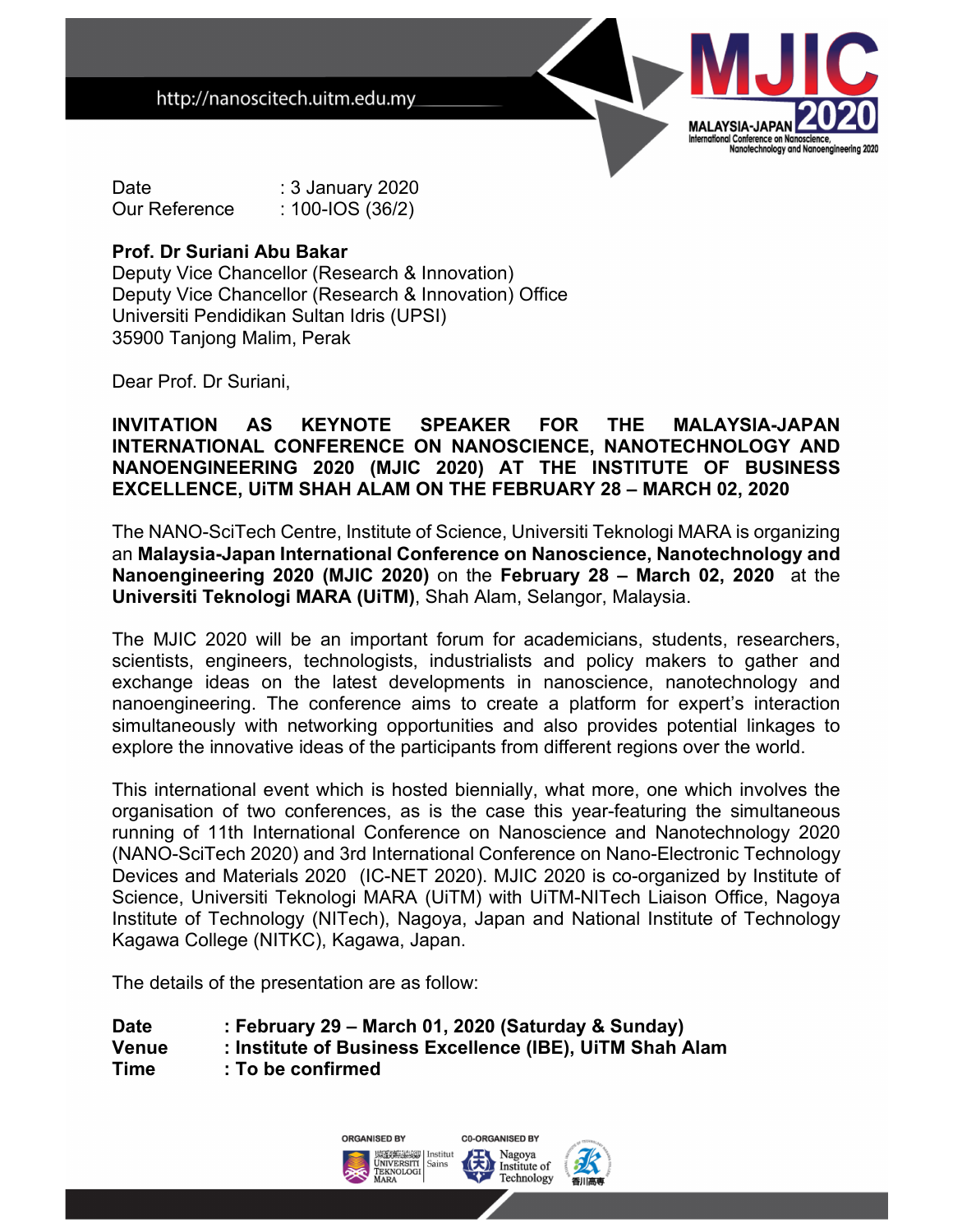Date : 3 January 2020
Our Reference : 100-IOS (36/2)

**Prof. Dr Suriani Abu Bakar**
Deputy Vice Chancellor (Research & Innovation)
Deputy Vice Chancellor (Research & Innovation) Office
Universiti Pendidikan Sultan Idris (UPSI)
35900 Tanjong Malim, Perak

Dear Prof. Dr Suriani,

**INVITATION AS KEYNOTE SPEAKER FOR THE MALAYSIA-JAPAN INTERNATIONAL CONFERENCE ON NANOSCIENCE, NANOTECHNOLOGY AND NANOENGINEERING 2020 (MJIC 2020) AT THE INSTITUTE OF BUSINESS EXCELLENCE, UiTM SHAH ALAM ON THE FEBRUARY 28 – MARCH 02, 2020**

The NANO-SciTech Centre, Institute of Science, Universiti Teknologi MARA is organizing an **Malaysia-Japan International Conference on Nanoscience, Nanotechnology and Nanoengineering 2020 (MJIC 2020)** on the **February 28 – March 02, 2020** at the **Universiti Teknologi MARA (UiTM)**, Shah Alam, Selangor, Malaysia.

The MJIC 2020 will be an important forum for academicians, students, researchers, scientists, engineers, technologists, industrialists and policy makers to gather and exchange ideas on the latest developments in nanoscience, nanotechnology and nanoengineering. The conference aims to create a platform for expert's interaction simultaneously with networking opportunities and also provides potential linkages to explore the innovative ideas of the participants from different regions over the world.

This international event which is hosted biennially, what more, one which involves the organisation of two conferences, as is the case this year-featuring the simultaneous running of 11th International Conference on Nanoscience and Nanotechnology 2020 (NANO-SciTech 2020) and 3rd International Conference on Nano-Electronic Technology Devices and Materials 2020 (IC-NET 2020). MJIC 2020 is co-organized by Institute of Science, Universiti Teknologi MARA (UiTM) with UiTM-NITech Liaison Office, Nagoya Institute of Technology (NITech), Nagoya, Japan and National Institute of Technology Kagawa College (NITKC), Kagawa, Japan.

The details of the presentation are as follow:

**Date : February 29 – March 01, 2020 (Saturday & Sunday)**
**Venue : Institute of Business Excellence (IBE), UiTM Shah Alam**
**Time : To be confirmed**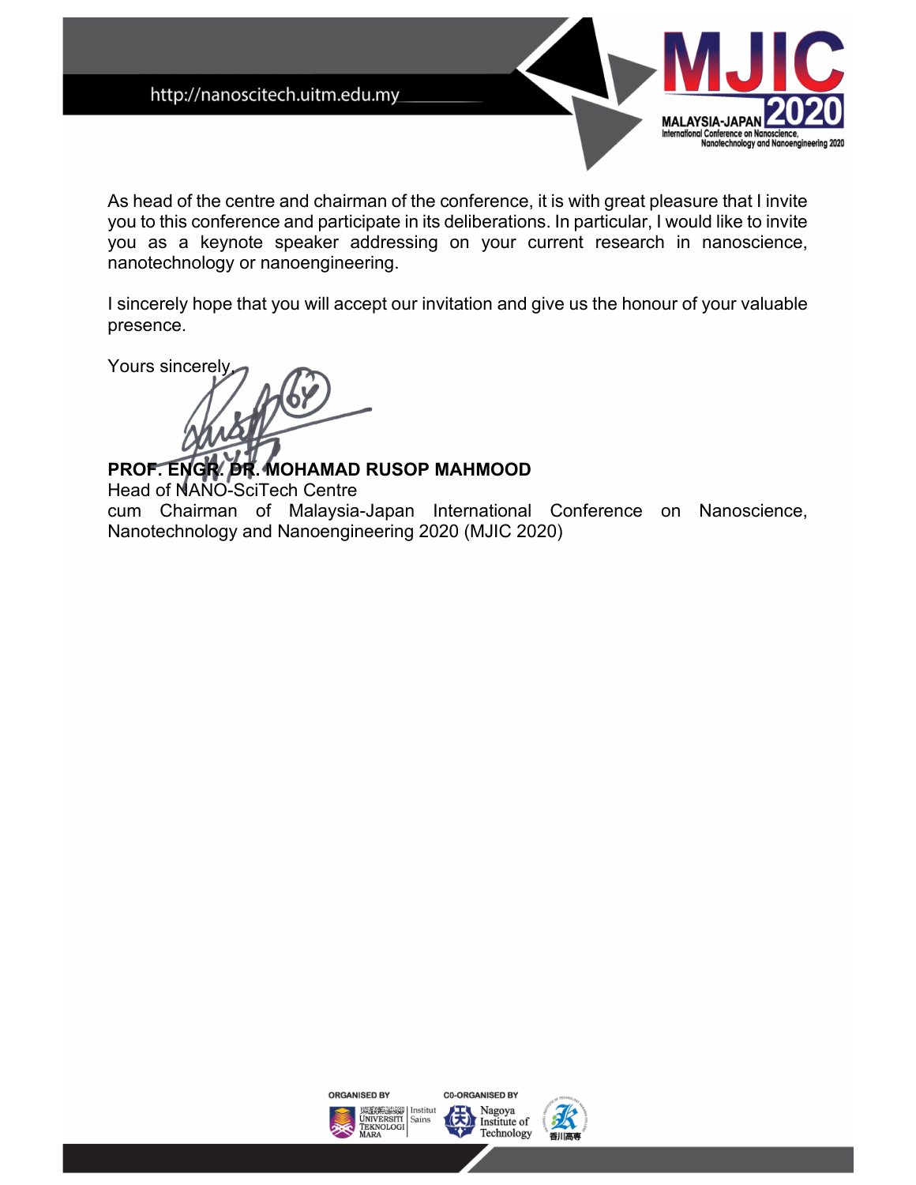As head of the centre and chairman of the conference, it is with great pleasure that I invite you to this conference and participate in its deliberations. In particular, I would like to invite you as a keynote speaker addressing on your current research in nanoscience, nanotechnology or nanoengineering.

I sincerely hope that you will accept our invitation and give us the honour of your valuable presence.

Yours sincerely,

**PROF. ENGR. DR. MOHAMAD RUSOP MAHMOOD**
Head of NANO-SciTech Centre
cum Chairman of Malaysia-Japan International Conference on Nanoscience, Nanotechnology and Nanoengineering 2020 (MJIC 2020)